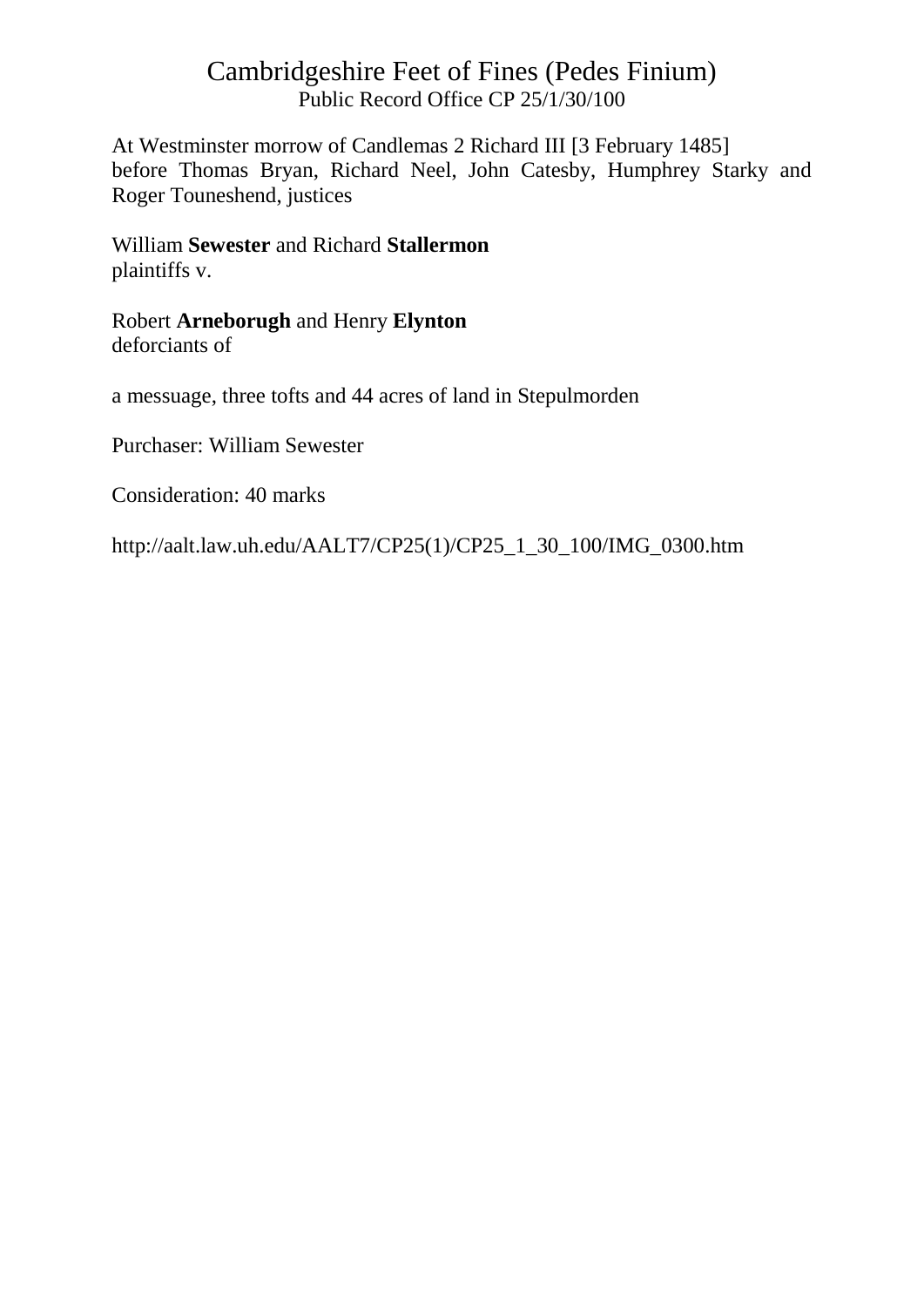# Cambridgeshire Feet of Fines (Pedes Finium)

Public Record Office CP 25/1/30/100

At Westminster morrow of Candlemas 2 Richard III [3 February 1485]
before Thomas Bryan, Richard Neel, John Catesby, Humphrey Starky and Roger Touneshend, justices

William **Sewester** and Richard **Stallermon**
plaintiffs v.

Robert **Arneborugh** and Henry **Elynton**
deforciants of

a messuage, three tofts and 44 acres of land in Stepulmorden

Purchaser: William Sewester

Consideration: 40 marks

http://aalt.law.uh.edu/AALT7/CP25(1)/CP25_1_30_100/IMG_0300.htm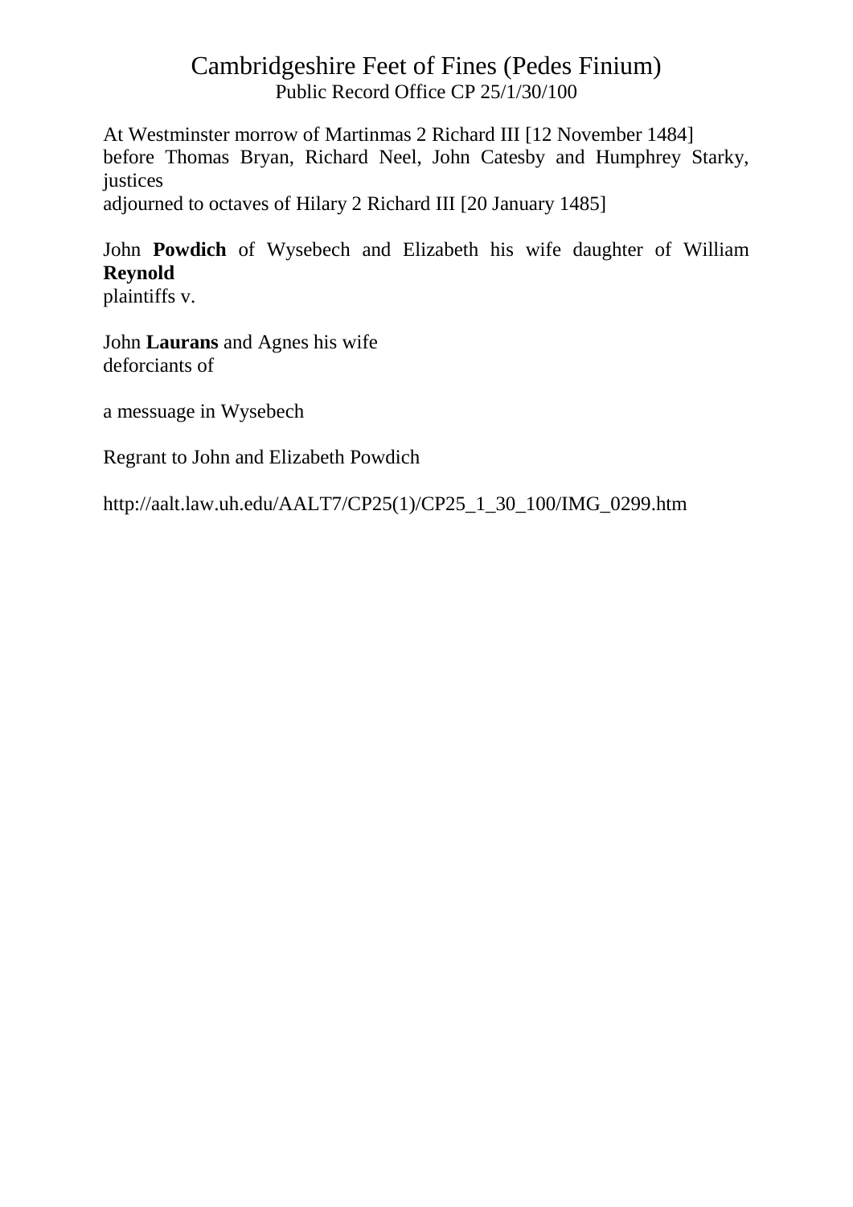# Cambridgeshire Feet of Fines (Pedes Finium)

Public Record Office CP 25/1/30/100

At Westminster morrow of Martinmas 2 Richard III [12 November 1484]
before Thomas Bryan, Richard Neel, John Catesby and Humphrey Starky, justices
adjourned to octaves of Hilary 2 Richard III [20 January 1485]

John **Powdich** of Wysebech and Elizabeth his wife daughter of William **Reynold**
plaintiffs v.

John **Laurans** and Agnes his wife
deforciants of

a messuage in Wysebech

Regrant to John and Elizabeth Powdich

http://aalt.law.uh.edu/AALT7/CP25(1)/CP25_1_30_100/IMG_0299.htm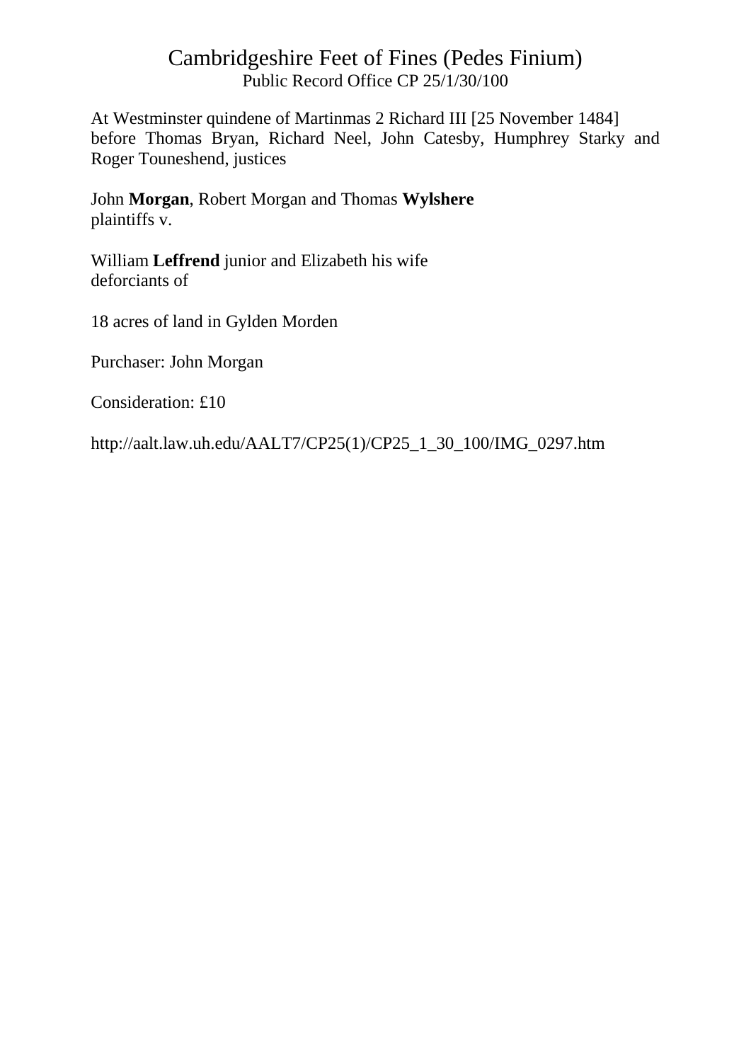# Cambridgeshire Feet of Fines (Pedes Finium)

Public Record Office CP 25/1/30/100

At Westminster quindene of Martinmas 2 Richard III [25 November 1484]
before Thomas Bryan, Richard Neel, John Catesby, Humphrey Starky and Roger Touneshend, justices

John **Morgan**, Robert Morgan and Thomas **Wylshere**
plaintiffs v.

William **Leffrend** junior and Elizabeth his wife
deforciants of

18 acres of land in Gylden Morden

Purchaser: John Morgan

Consideration: £10

http://aalt.law.uh.edu/AALT7/CP25(1)/CP25_1_30_100/IMG_0297.htm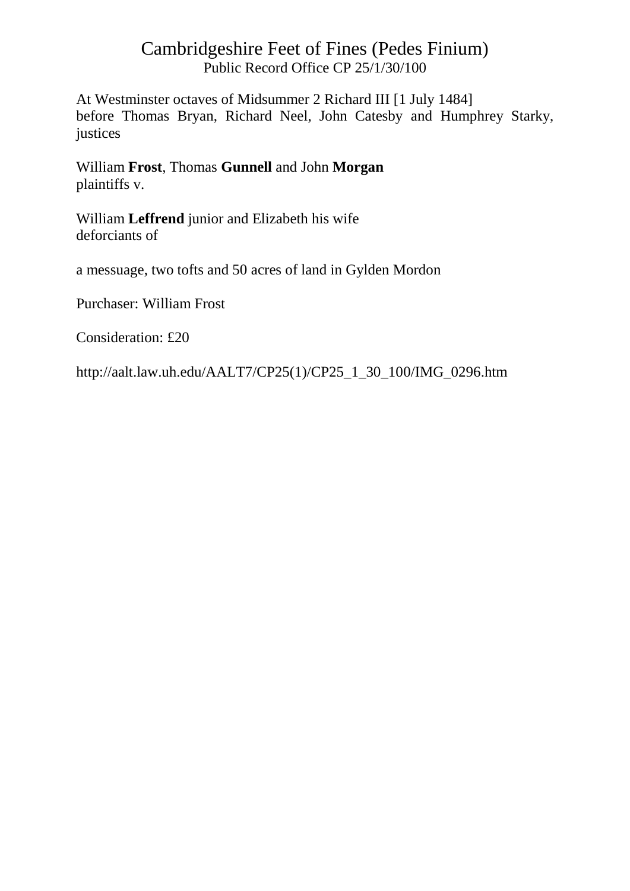# Cambridgeshire Feet of Fines (Pedes Finium)

Public Record Office CP 25/1/30/100

At Westminster octaves of Midsummer 2 Richard III [1 July 1484]
before Thomas Bryan, Richard Neel, John Catesby and Humphrey Starky, justices

William **Frost**, Thomas **Gunnell** and John **Morgan**
plaintiffs v.

William **Leffrend** junior and Elizabeth his wife
deforciants of

a messuage, two tofts and 50 acres of land in Gylden Mordon

Purchaser: William Frost

Consideration: £20

http://aalt.law.uh.edu/AALT7/CP25(1)/CP25_1_30_100/IMG_0296.htm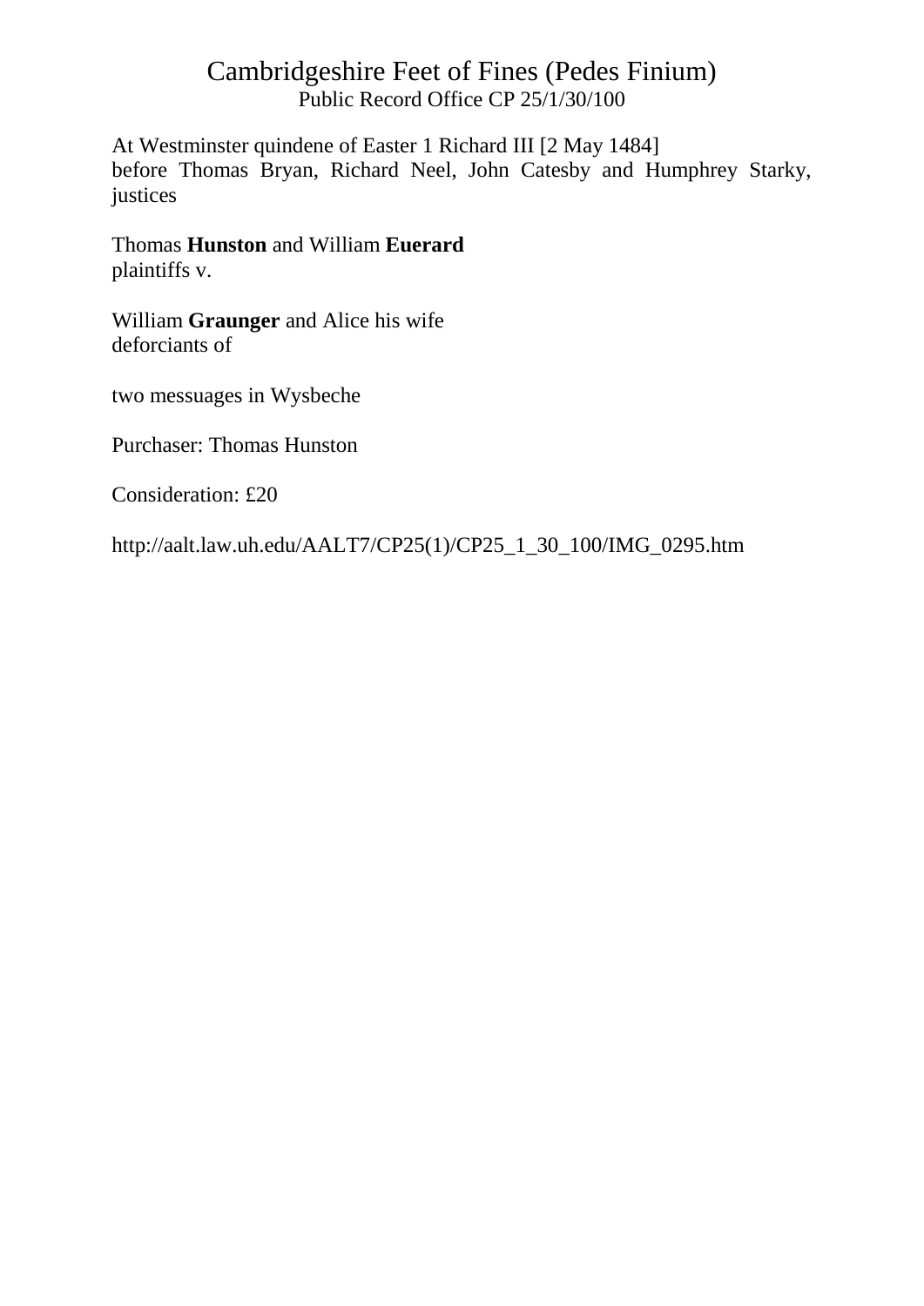# Cambridgeshire Feet of Fines (Pedes Finium)

Public Record Office CP 25/1/30/100

At Westminster quindene of Easter 1 Richard III [2 May 1484]
before Thomas Bryan, Richard Neel, John Catesby and Humphrey Starky, justices

Thomas **Hunston** and William **Euerard**
plaintiffs v.

William **Graunger** and Alice his wife
deforciants of

two messuages in Wysbeche

Purchaser: Thomas Hunston

Consideration: £20

http://aalt.law.uh.edu/AALT7/CP25(1)/CP25_1_30_100/IMG_0295.htm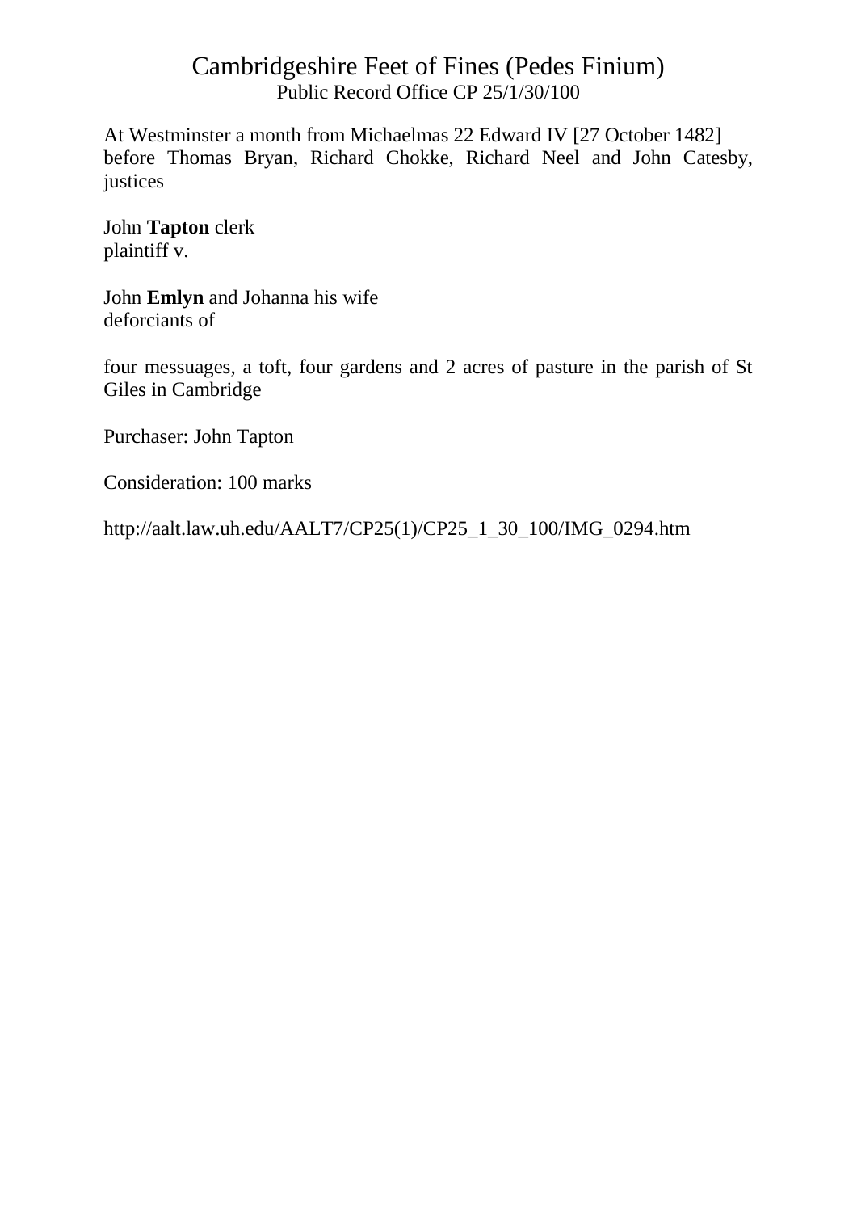# Cambridgeshire Feet of Fines (Pedes Finium)

Public Record Office CP 25/1/30/100

At Westminster a month from Michaelmas 22 Edward IV [27 October 1482] before Thomas Bryan, Richard Chokke, Richard Neel and John Catesby, justices

John **Tapton** clerk
plaintiff v.

John **Emlyn** and Johanna his wife
deforciants of

four messuages, a toft, four gardens and 2 acres of pasture in the parish of St Giles in Cambridge

Purchaser: John Tapton

Consideration: 100 marks

http://aalt.law.uh.edu/AALT7/CP25(1)/CP25_1_30_100/IMG_0294.htm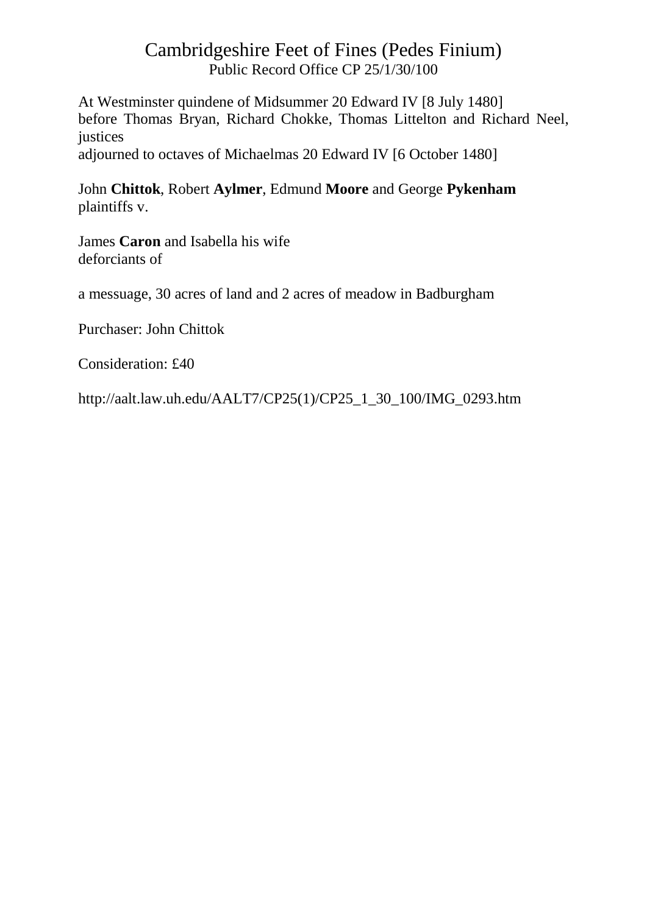# Cambridgeshire Feet of Fines (Pedes Finium)

Public Record Office CP 25/1/30/100

At Westminster quindene of Midsummer 20 Edward IV [8 July 1480]
before Thomas Bryan, Richard Chokke, Thomas Littelton and Richard Neel, justices
adjourned to octaves of Michaelmas 20 Edward IV [6 October 1480]

John **Chittok**, Robert **Aylmer**, Edmund **Moore** and George **Pykenham**
plaintiffs v.

James **Caron** and Isabella his wife
deforciants of

a messuage, 30 acres of land and 2 acres of meadow in Badburgham

Purchaser: John Chittok

Consideration: £40

http://aalt.law.uh.edu/AALT7/CP25(1)/CP25_1_30_100/IMG_0293.htm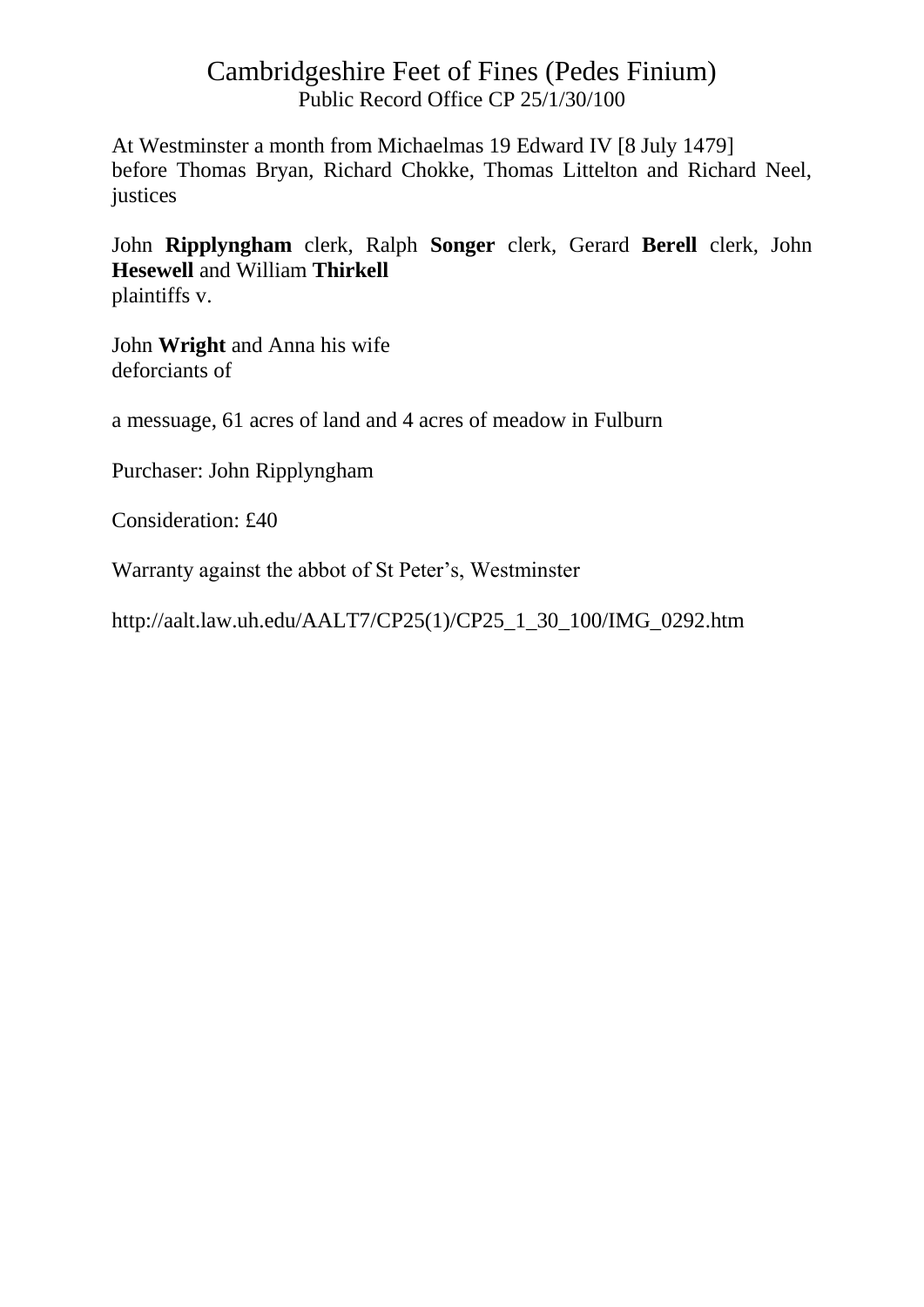# Cambridgeshire Feet of Fines (Pedes Finium)

Public Record Office CP 25/1/30/100

At Westminster a month from Michaelmas 19 Edward IV [8 July 1479]
before Thomas Bryan, Richard Chokke, Thomas Littelton and Richard Neel, justices

John **Ripplyngham** clerk, Ralph **Songer** clerk, Gerard **Berell** clerk, John **Hesewell** and William **Thirkell**
plaintiffs v.

John **Wright** and Anna his wife
deforciants of

a messuage, 61 acres of land and 4 acres of meadow in Fulburn

Purchaser: John Ripplyngham

Consideration: £40

Warranty against the abbot of St Peter's, Westminster

http://aalt.law.uh.edu/AALT7/CP25(1)/CP25_1_30_100/IMG_0292.htm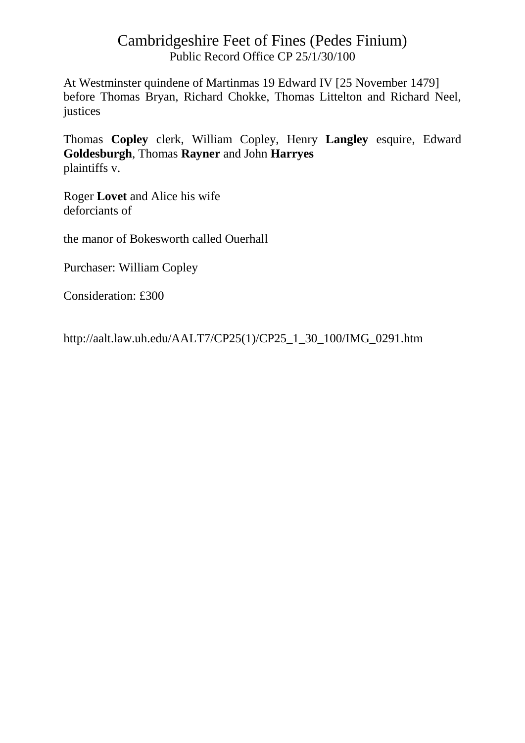# Cambridgeshire Feet of Fines (Pedes Finium)

Public Record Office CP 25/1/30/100

At Westminster quindene of Martinmas 19 Edward IV [25 November 1479] before Thomas Bryan, Richard Chokke, Thomas Littelton and Richard Neel, justices

Thomas **Copley** clerk, William Copley, Henry **Langley** esquire, Edward **Goldesburgh**, Thomas **Rayner** and John **Harryes**
plaintiffs v.

Roger **Lovet** and Alice his wife
deforciants of

the manor of Bokesworth called Ouerhall

Purchaser: William Copley

Consideration: £300

http://aalt.law.uh.edu/AALT7/CP25(1)/CP25_1_30_100/IMG_0291.htm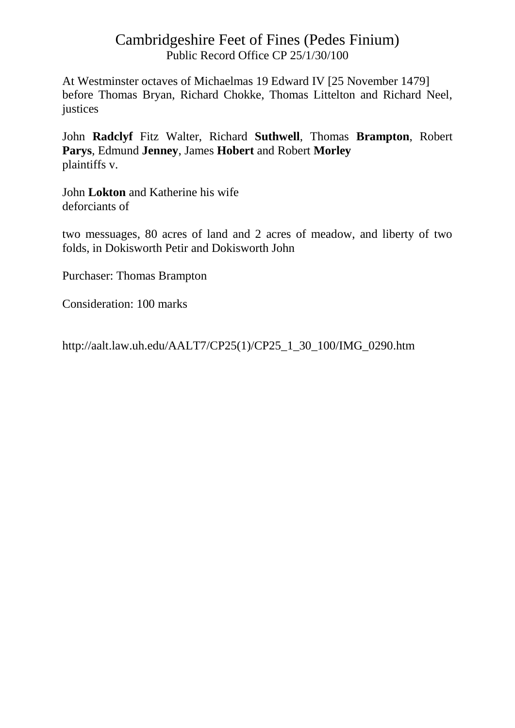# Cambridgeshire Feet of Fines (Pedes Finium)

Public Record Office CP 25/1/30/100

At Westminster octaves of Michaelmas 19 Edward IV [25 November 1479] before Thomas Bryan, Richard Chokke, Thomas Littelton and Richard Neel, justices

John **Radclyf** Fitz Walter, Richard **Suthwell**, Thomas **Brampton**, Robert **Parys**, Edmund **Jenney**, James **Hobert** and Robert **Morley**
plaintiffs v.

John **Lokton** and Katherine his wife
deforciants of

two messuages, 80 acres of land and 2 acres of meadow, and liberty of two folds, in Dokisworth Petir and Dokisworth John

Purchaser: Thomas Brampton

Consideration: 100 marks

http://aalt.law.uh.edu/AALT7/CP25(1)/CP25_1_30_100/IMG_0290.htm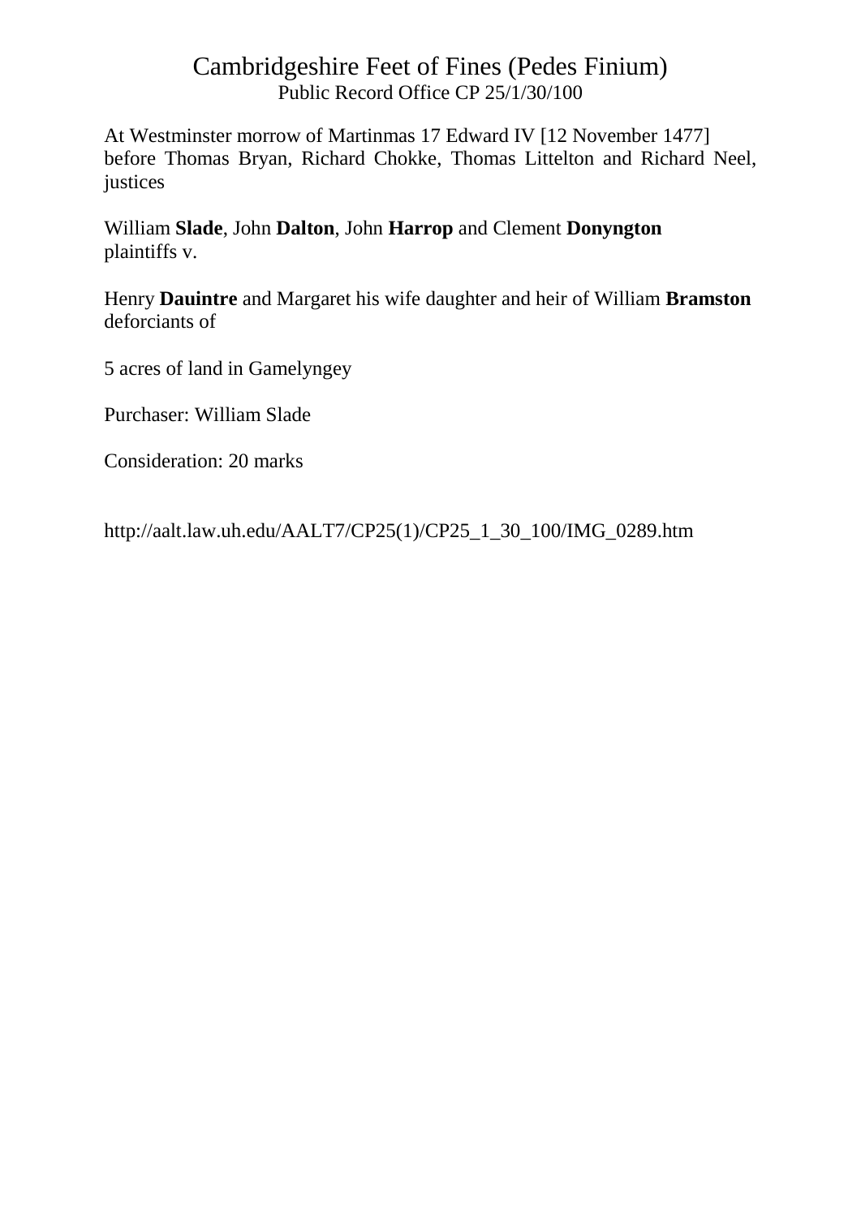# Cambridgeshire Feet of Fines (Pedes Finium)

Public Record Office CP 25/1/30/100

At Westminster morrow of Martinmas 17 Edward IV [12 November 1477] before Thomas Bryan, Richard Chokke, Thomas Littelton and Richard Neel, justices

William **Slade**, John **Dalton**, John **Harrop** and Clement **Donyngton** plaintiffs v.

Henry **Dauintre** and Margaret his wife daughter and heir of William **Bramston** deforciants of

5 acres of land in Gamelyngey

Purchaser: William Slade

Consideration: 20 marks

http://aalt.law.uh.edu/AALT7/CP25(1)/CP25_1_30_100/IMG_0289.htm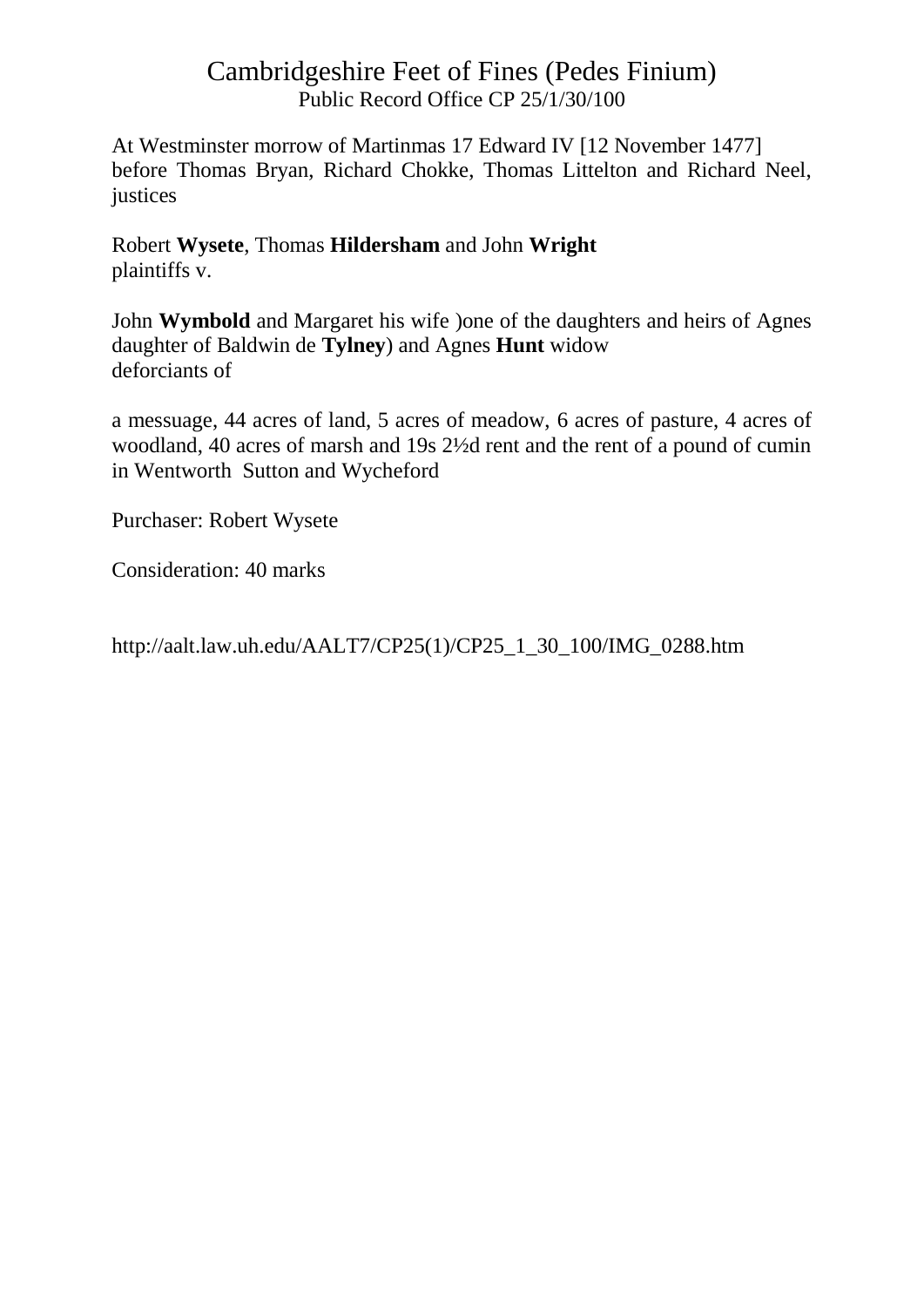# Cambridgeshire Feet of Fines (Pedes Finium)

Public Record Office CP 25/1/30/100

At Westminster morrow of Martinmas 17 Edward IV [12 November 1477] before Thomas Bryan, Richard Chokke, Thomas Littelton and Richard Neel, justices

Robert **Wysete**, Thomas **Hildersham** and John **Wright**
plaintiffs v.

John **Wymbold** and Margaret his wife )one of the daughters and heirs of Agnes daughter of Baldwin de **Tylney**) and Agnes **Hunt** widow
deforciants of

a messuage, 44 acres of land, 5 acres of meadow, 6 acres of pasture, 4 acres of woodland, 40 acres of marsh and 19s 2½d rent and the rent of a pound of cumin in Wentworth Sutton and Wycheford

Purchaser: Robert Wysete

Consideration: 40 marks

http://aalt.law.uh.edu/AALT7/CP25(1)/CP25_1_30_100/IMG_0288.htm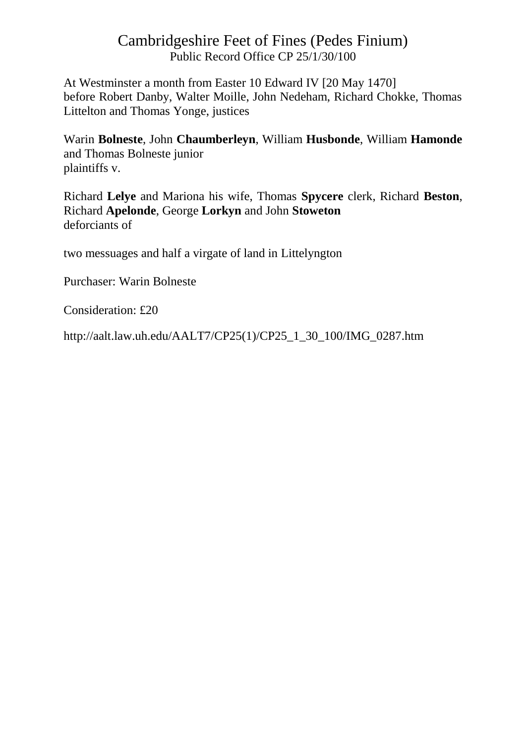# Cambridgeshire Feet of Fines (Pedes Finium)

Public Record Office CP 25/1/30/100

At Westminster a month from Easter 10 Edward IV [20 May 1470]
before Robert Danby, Walter Moille, John Nedeham, Richard Chokke, Thomas Littelton and Thomas Yonge, justices

Warin **Bolneste**, John **Chaumberleyn**, William **Husbonde**, William **Hamonde** and Thomas Bolneste junior
plaintiffs v.

Richard **Lelye** and Mariona his wife, Thomas **Spycere** clerk, Richard **Beston**, Richard **Apelonde**, George **Lorkyn** and John **Stoweton**
deforciants of

two messuages and half a virgate of land in Littelyngton

Purchaser: Warin Bolneste

Consideration: £20

http://aalt.law.uh.edu/AALT7/CP25(1)/CP25_1_30_100/IMG_0287.htm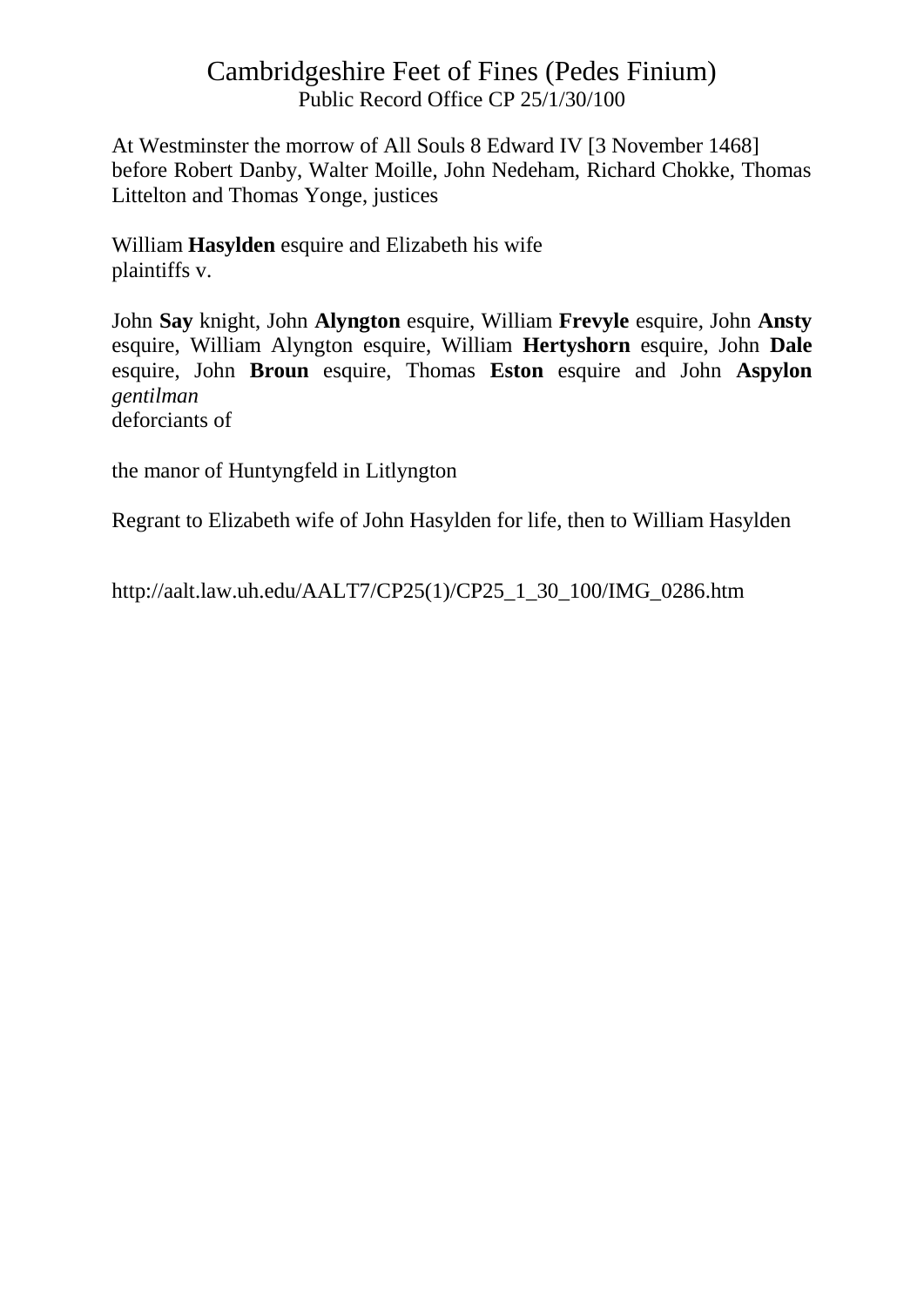# Cambridgeshire Feet of Fines (Pedes Finium)

Public Record Office CP 25/1/30/100

At Westminster the morrow of All Souls 8 Edward IV [3 November 1468] before Robert Danby, Walter Moille, John Nedeham, Richard Chokke, Thomas Littelton and Thomas Yonge, justices

William **Hasylden** esquire and Elizabeth his wife
plaintiffs v.

John **Say** knight, John **Alyngton** esquire, William **Frevyle** esquire, John **Ansty** esquire, William Alyngton esquire, William **Hertyshorn** esquire, John **Dale** esquire, John **Broun** esquire, Thomas **Eston** esquire and John **Aspylon** *gentilman*
deforciants of

the manor of Huntyngfeld in Litlyngton

Regrant to Elizabeth wife of John Hasylden for life, then to William Hasylden

http://aalt.law.uh.edu/AALT7/CP25(1)/CP25_1_30_100/IMG_0286.htm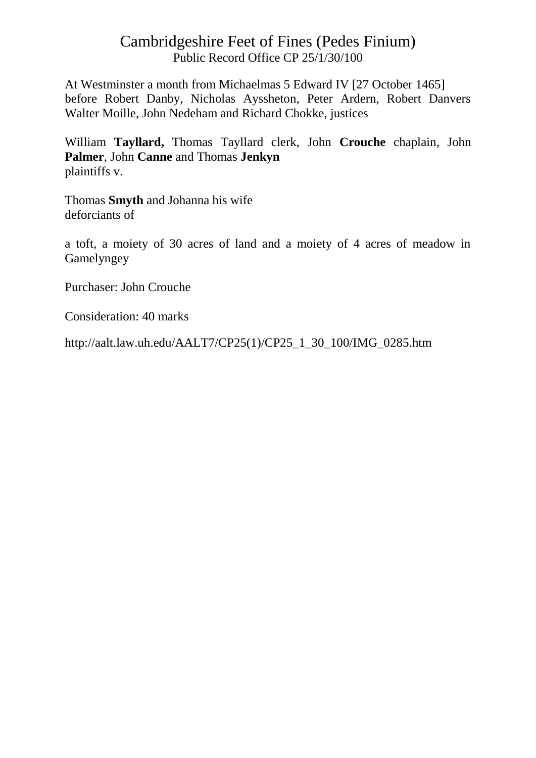# Cambridgeshire Feet of Fines (Pedes Finium)

Public Record Office CP 25/1/30/100

At Westminster a month from Michaelmas 5 Edward IV [27 October 1465]
before Robert Danby, Nicholas Ayssheton, Peter Ardern, Robert Danvers Walter Moille, John Nedeham and Richard Chokke, justices

William **Tayllard,** Thomas Tayllard clerk, John **Crouche** chaplain, John **Palmer**, John **Canne** and Thomas **Jenkyn**
plaintiffs v.

Thomas **Smyth** and Johanna his wife
deforciants of

a toft, a moiety of 30 acres of land and a moiety of 4 acres of meadow in Gamelyngey

Purchaser: John Crouche

Consideration: 40 marks

http://aalt.law.uh.edu/AALT7/CP25(1)/CP25_1_30_100/IMG_0285.htm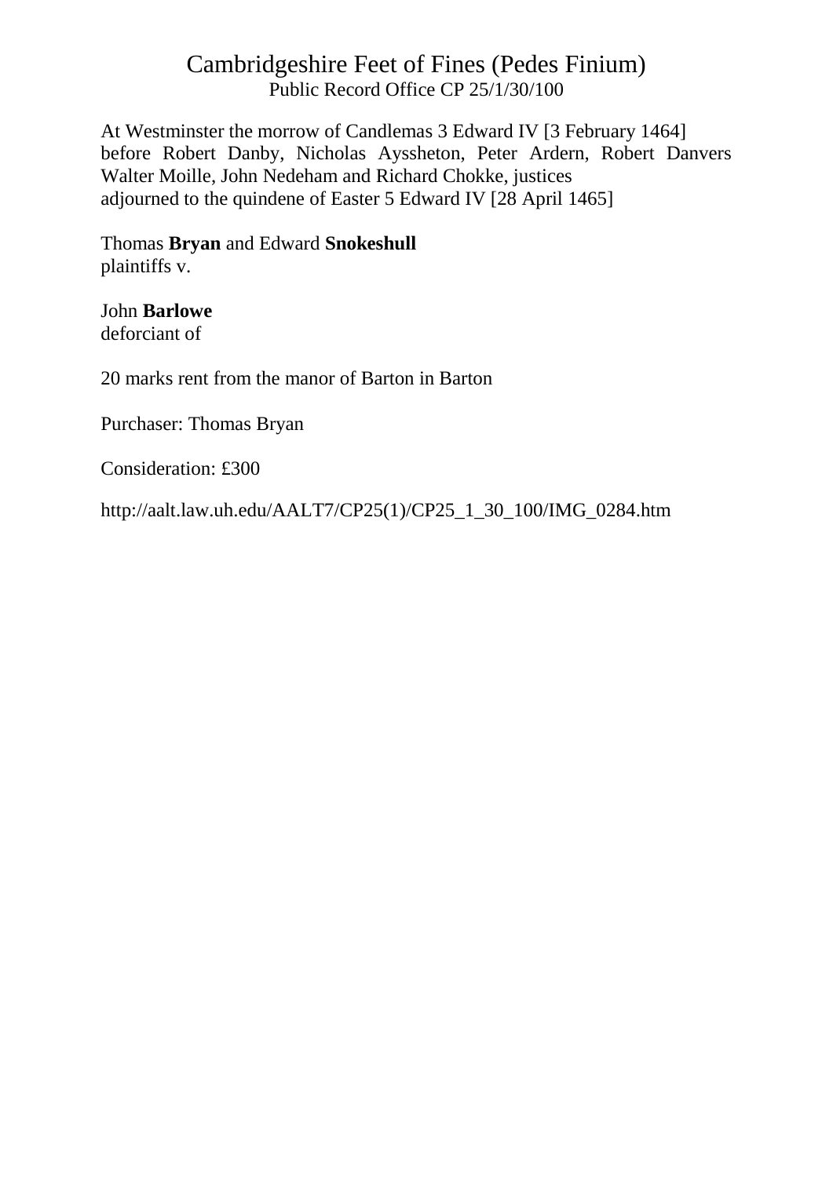# Cambridgeshire Feet of Fines (Pedes Finium)

Public Record Office CP 25/1/30/100

At Westminster the morrow of Candlemas 3 Edward IV [3 February 1464]
before Robert Danby, Nicholas Ayssheton, Peter Ardern, Robert Danvers
Walter Moille, John Nedeham and Richard Chokke, justices
adjourned to the quindene of Easter 5 Edward IV [28 April 1465]

Thomas **Bryan** and Edward **Snokeshull**
plaintiffs v.

John **Barlowe**
deforciant of

20 marks rent from the manor of Barton in Barton

Purchaser: Thomas Bryan

Consideration: £300

http://aalt.law.uh.edu/AALT7/CP25(1)/CP25_1_30_100/IMG_0284.htm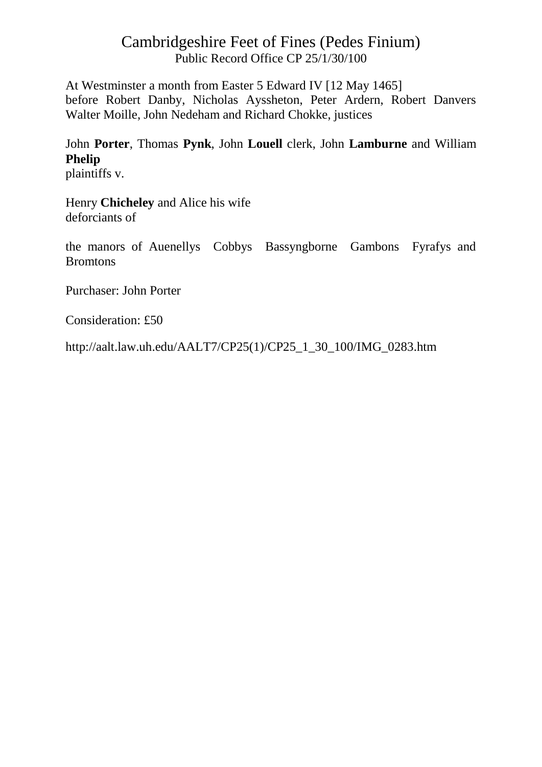# Cambridgeshire Feet of Fines (Pedes Finium)

Public Record Office CP 25/1/30/100

At Westminster a month from Easter 5 Edward IV [12 May 1465]
before Robert Danby, Nicholas Ayssheton, Peter Ardern, Robert Danvers Walter Moille, John Nedeham and Richard Chokke, justices

John **Porter**, Thomas **Pynk**, John **Louell** clerk, John **Lamburne** and William **Phelip**
plaintiffs v.

Henry **Chicheley** and Alice his wife
deforciants of

the manors of Auenellys Cobbys Bassyngborne Gambons Fyrafys and Bromtons

Purchaser: John Porter

Consideration: £50

http://aalt.law.uh.edu/AALT7/CP25(1)/CP25_1_30_100/IMG_0283.htm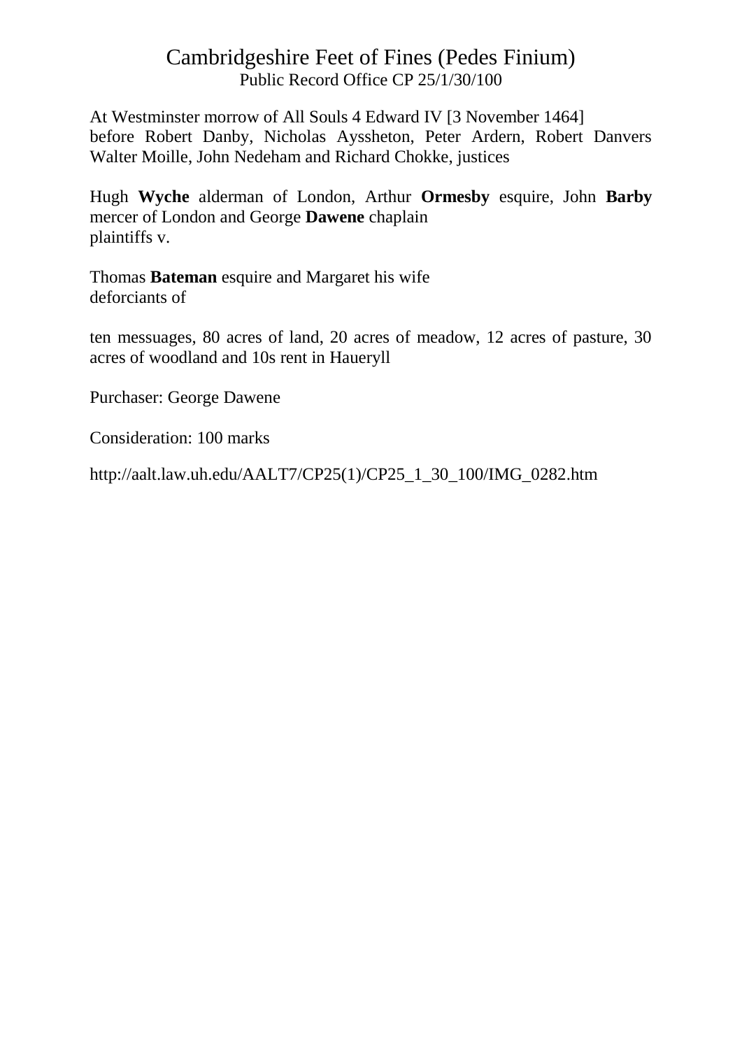# Cambridgeshire Feet of Fines (Pedes Finium)

Public Record Office CP 25/1/30/100

At Westminster morrow of All Souls 4 Edward IV [3 November 1464]
before Robert Danby, Nicholas Ayssheton, Peter Ardern, Robert Danvers Walter Moille, John Nedeham and Richard Chokke, justices

Hugh **Wyche** alderman of London, Arthur **Ormesby** esquire, John **Barby** mercer of London and George **Dawene** chaplain
plaintiffs v.

Thomas **Bateman** esquire and Margaret his wife
deforciants of

ten messuages, 80 acres of land, 20 acres of meadow, 12 acres of pasture, 30 acres of woodland and 10s rent in Haueryll

Purchaser: George Dawene

Consideration: 100 marks

http://aalt.law.uh.edu/AALT7/CP25(1)/CP25_1_30_100/IMG_0282.htm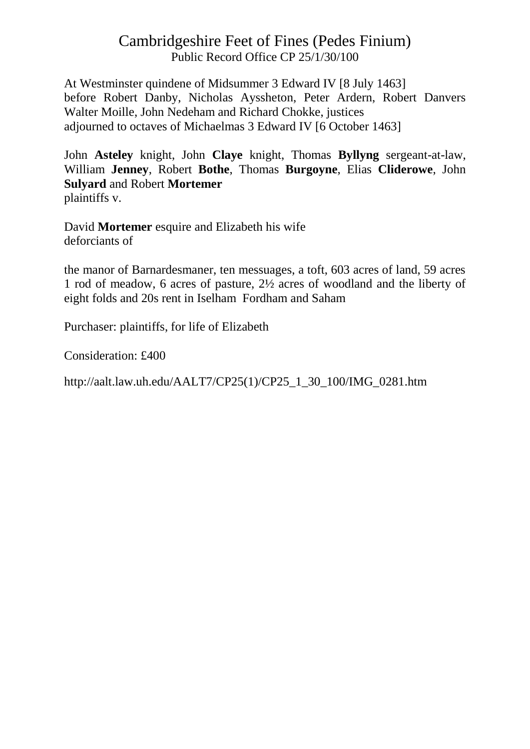# Cambridgeshire Feet of Fines (Pedes Finium)
Public Record Office CP 25/1/30/100

At Westminster quindene of Midsummer 3 Edward IV [8 July 1463]
before Robert Danby, Nicholas Ayssheton, Peter Ardern, Robert Danvers Walter Moille, John Nedeham and Richard Chokke, justices
adjourned to octaves of Michaelmas 3 Edward IV [6 October 1463]

John **Asteley** knight, John **Claye** knight, Thomas **Byllyng** sergeant-at-law, William **Jenney**, Robert **Bothe**, Thomas **Burgoyne**, Elias **Cliderowe**, John **Sulyard** and Robert **Mortemer**
plaintiffs v.

David **Mortemer** esquire and Elizabeth his wife
deforciants of

the manor of Barnardesmaner, ten messuages, a toft, 603 acres of land, 59 acres 1 rod of meadow, 6 acres of pasture, 2½ acres of woodland and the liberty of eight folds and 20s rent in Iselham Fordham and Saham

Purchaser: plaintiffs, for life of Elizabeth

Consideration: £400

http://aalt.law.uh.edu/AALT7/CP25(1)/CP25_1_30_100/IMG_0281.htm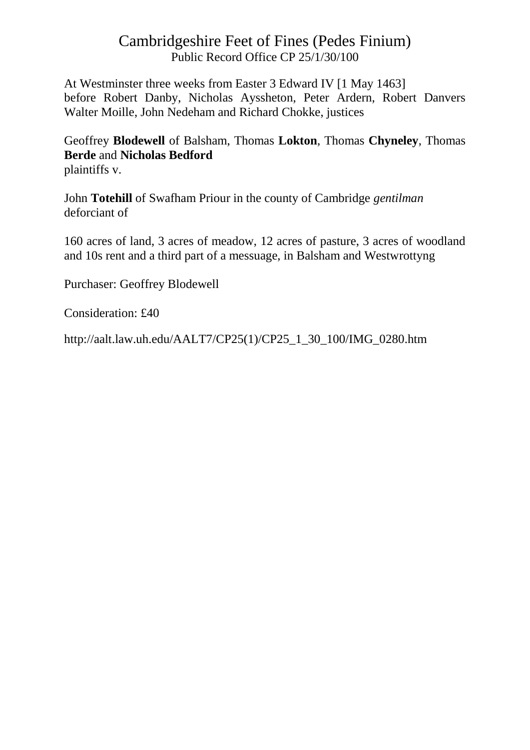# Cambridgeshire Feet of Fines (Pedes Finium)

Public Record Office CP 25/1/30/100

At Westminster three weeks from Easter 3 Edward IV [1 May 1463]
before Robert Danby, Nicholas Ayssheton, Peter Ardern, Robert Danvers Walter Moille, John Nedeham and Richard Chokke, justices

Geoffrey **Blodewell** of Balsham, Thomas **Lokton**, Thomas **Chyneley**, Thomas **Berde** and **Nicholas Bedford**
plaintiffs v.

John **Totehill** of Swafham Priour in the county of Cambridge *gentilman*
deforciant of

160 acres of land, 3 acres of meadow, 12 acres of pasture, 3 acres of woodland and 10s rent and a third part of a messuage, in Balsham and Westwrottyng

Purchaser: Geoffrey Blodewell

Consideration: £40

http://aalt.law.uh.edu/AALT7/CP25(1)/CP25_1_30_100/IMG_0280.htm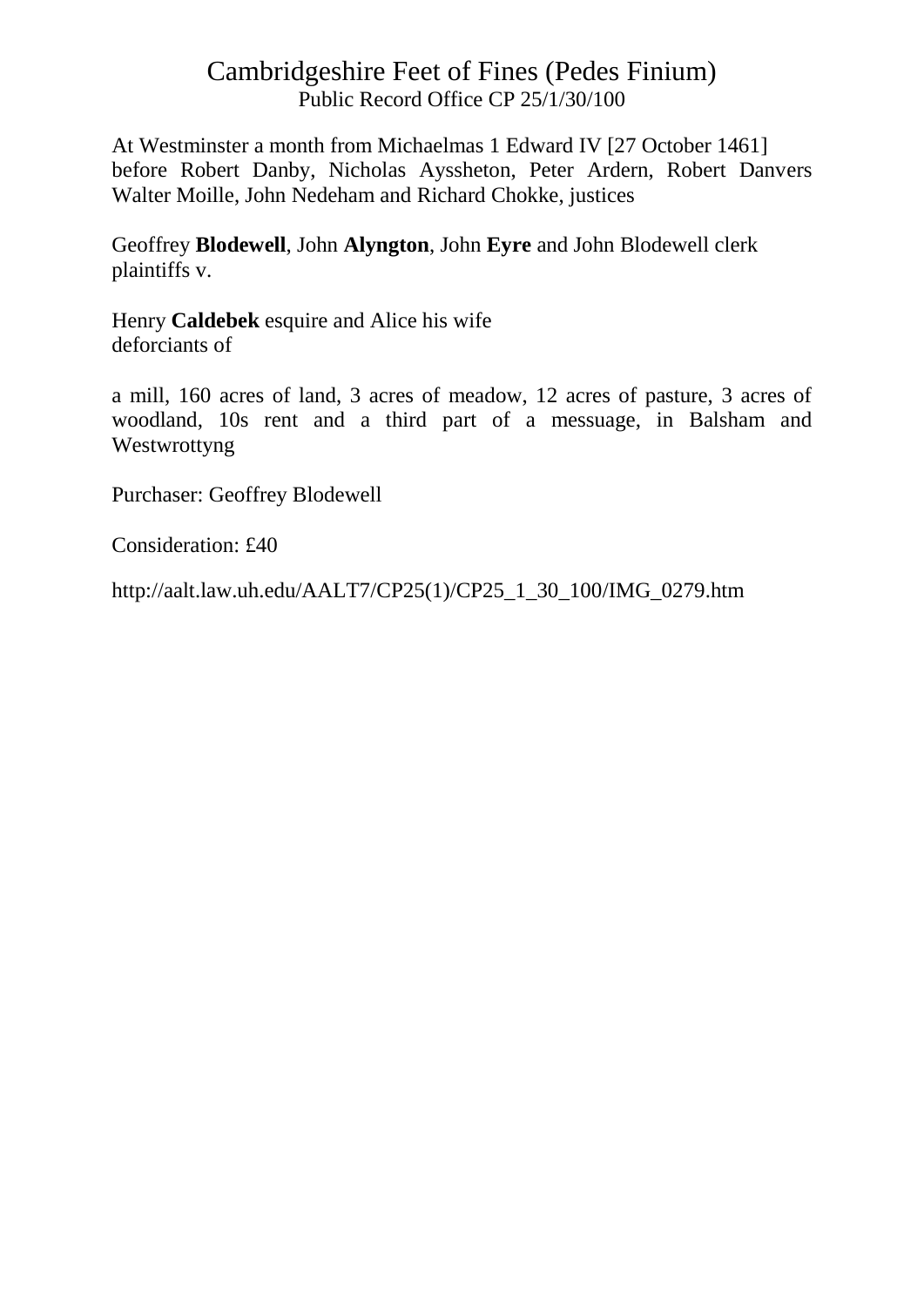# Cambridgeshire Feet of Fines (Pedes Finium)

Public Record Office CP 25/1/30/100

At Westminster a month from Michaelmas 1 Edward IV [27 October 1461] before Robert Danby, Nicholas Ayssheton, Peter Ardern, Robert Danvers Walter Moille, John Nedeham and Richard Chokke, justices

Geoffrey **Blodewell**, John **Alyngton**, John **Eyre** and John Blodewell clerk plaintiffs v.

Henry **Caldebek** esquire and Alice his wife deforciants of

a mill, 160 acres of land, 3 acres of meadow, 12 acres of pasture, 3 acres of woodland, 10s rent and a third part of a messuage, in Balsham and Westwrottyng

Purchaser: Geoffrey Blodewell

Consideration: £40

http://aalt.law.uh.edu/AALT7/CP25(1)/CP25_1_30_100/IMG_0279.htm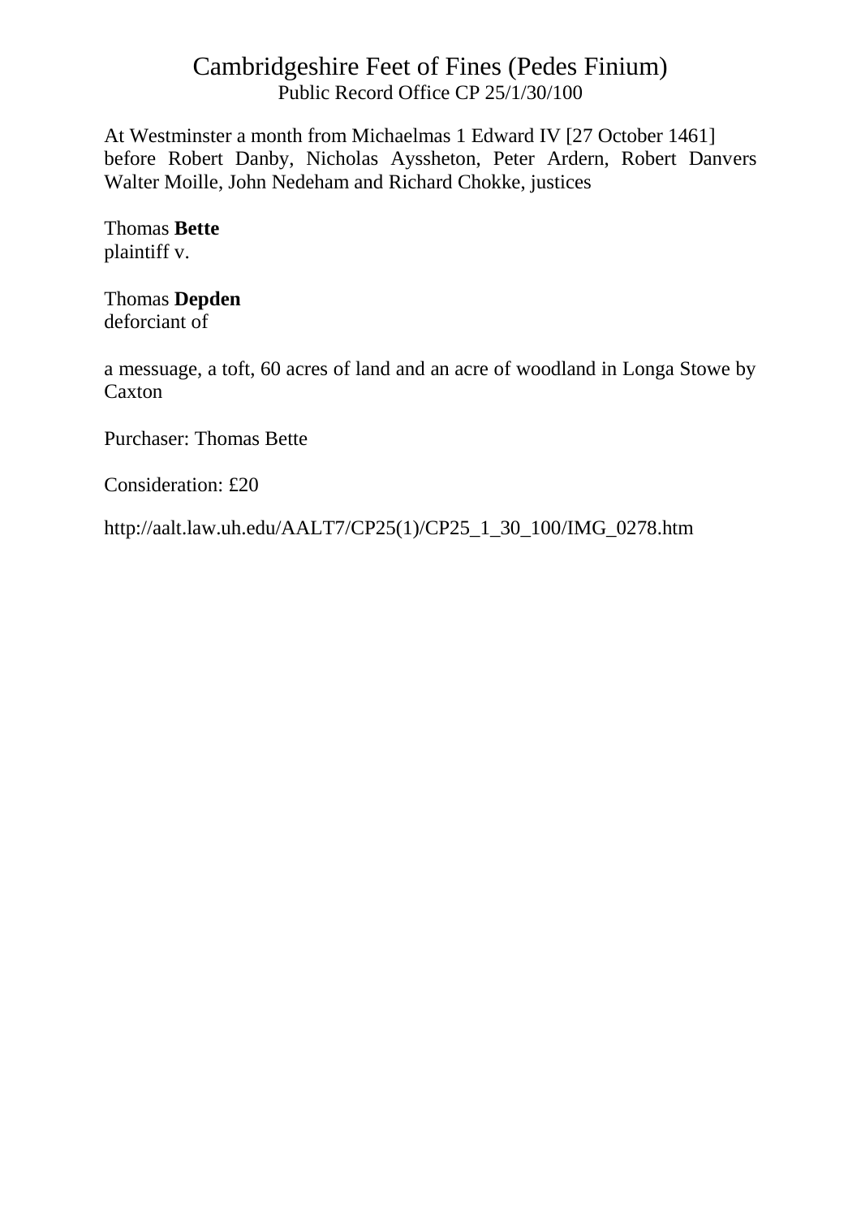# Cambridgeshire Feet of Fines (Pedes Finium)

Public Record Office CP 25/1/30/100

At Westminster a month from Michaelmas 1 Edward IV [27 October 1461] before Robert Danby, Nicholas Ayssheton, Peter Ardern, Robert Danvers Walter Moille, John Nedeham and Richard Chokke, justices

Thomas **Bette**
plaintiff v.

Thomas **Depden**
deforciant of

a messuage, a toft, 60 acres of land and an acre of woodland in Longa Stowe by Caxton

Purchaser: Thomas Bette

Consideration: £20

http://aalt.law.uh.edu/AALT7/CP25(1)/CP25_1_30_100/IMG_0278.htm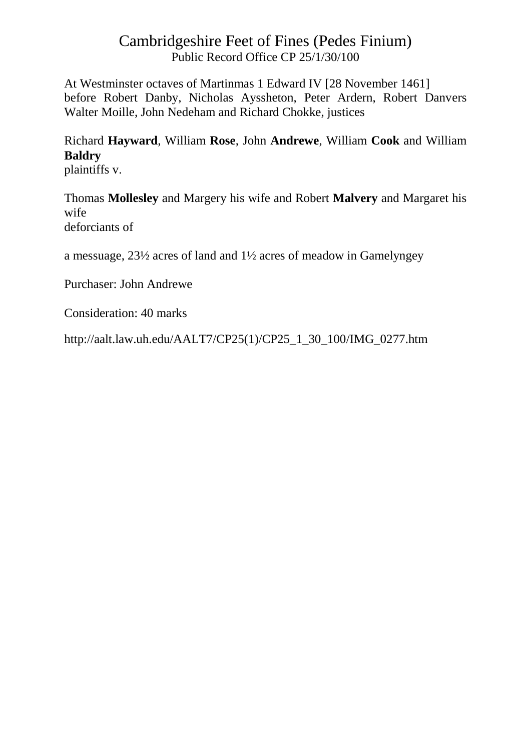# Cambridgeshire Feet of Fines (Pedes Finium)

Public Record Office CP 25/1/30/100

At Westminster octaves of Martinmas 1 Edward IV [28 November 1461]
before Robert Danby, Nicholas Ayssheton, Peter Ardern, Robert Danvers Walter Moille, John Nedeham and Richard Chokke, justices

Richard **Hayward**, William **Rose**, John **Andrewe**, William **Cook** and William **Baldry**
plaintiffs v.

Thomas **Mollesley** and Margery his wife and Robert **Malvery** and Margaret his wife
deforciants of

a messuage, 23½ acres of land and 1½ acres of meadow in Gamelyngey

Purchaser: John Andrewe

Consideration: 40 marks

http://aalt.law.uh.edu/AALT7/CP25(1)/CP25_1_30_100/IMG_0277.htm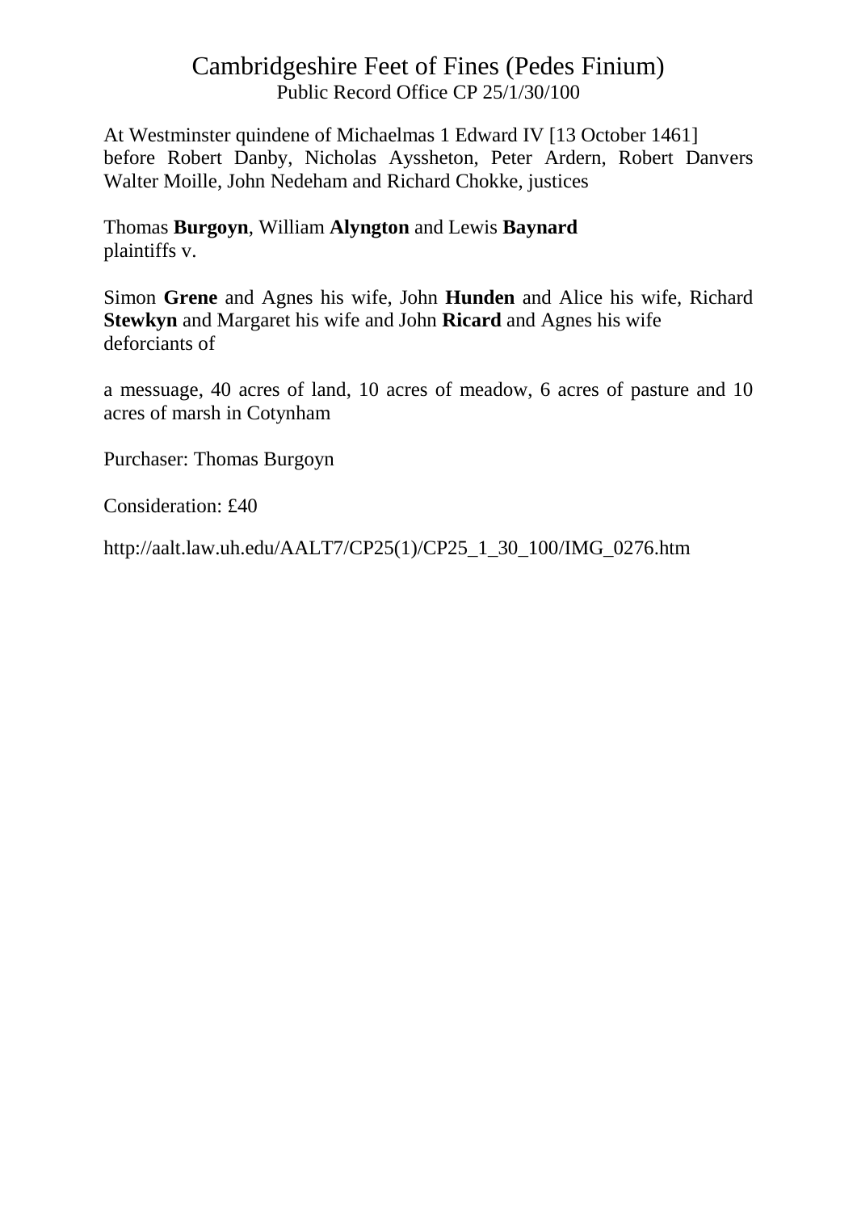# Cambridgeshire Feet of Fines (Pedes Finium)
Public Record Office CP 25/1/30/100

At Westminster quindene of Michaelmas 1 Edward IV [13 October 1461]
before Robert Danby, Nicholas Ayssheton, Peter Ardern, Robert Danvers Walter Moille, John Nedeham and Richard Chokke, justices

Thomas **Burgoyn**, William **Alyngton** and Lewis **Baynard**
plaintiffs v.

Simon **Grene** and Agnes his wife, John **Hunden** and Alice his wife, Richard **Stewkyn** and Margaret his wife and John **Ricard** and Agnes his wife
deforciants of

a messuage, 40 acres of land, 10 acres of meadow, 6 acres of pasture and 10 acres of marsh in Cotynham

Purchaser: Thomas Burgoyn

Consideration: £40

http://aalt.law.uh.edu/AALT7/CP25(1)/CP25_1_30_100/IMG_0276.htm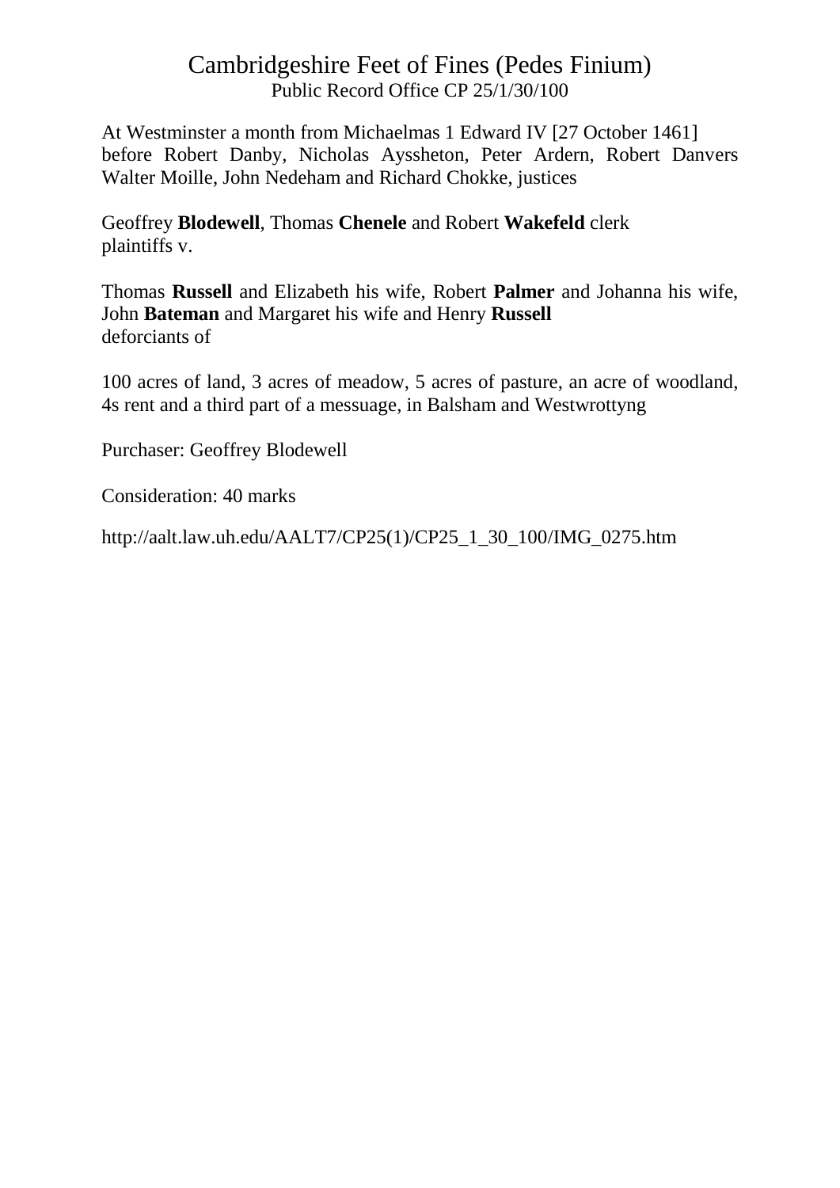# Cambridgeshire Feet of Fines (Pedes Finium)

Public Record Office CP 25/1/30/100

At Westminster a month from Michaelmas 1 Edward IV [27 October 1461] before Robert Danby, Nicholas Ayssheton, Peter Ardern, Robert Danvers Walter Moille, John Nedeham and Richard Chokke, justices

Geoffrey **Blodewell**, Thomas **Chenele** and Robert **Wakefeld** clerk plaintiffs v.

Thomas **Russell** and Elizabeth his wife, Robert **Palmer** and Johanna his wife, John **Bateman** and Margaret his wife and Henry **Russell** deforciants of

100 acres of land, 3 acres of meadow, 5 acres of pasture, an acre of woodland, 4s rent and a third part of a messuage, in Balsham and Westwrottyng

Purchaser: Geoffrey Blodewell

Consideration: 40 marks

http://aalt.law.uh.edu/AALT7/CP25(1)/CP25_1_30_100/IMG_0275.htm